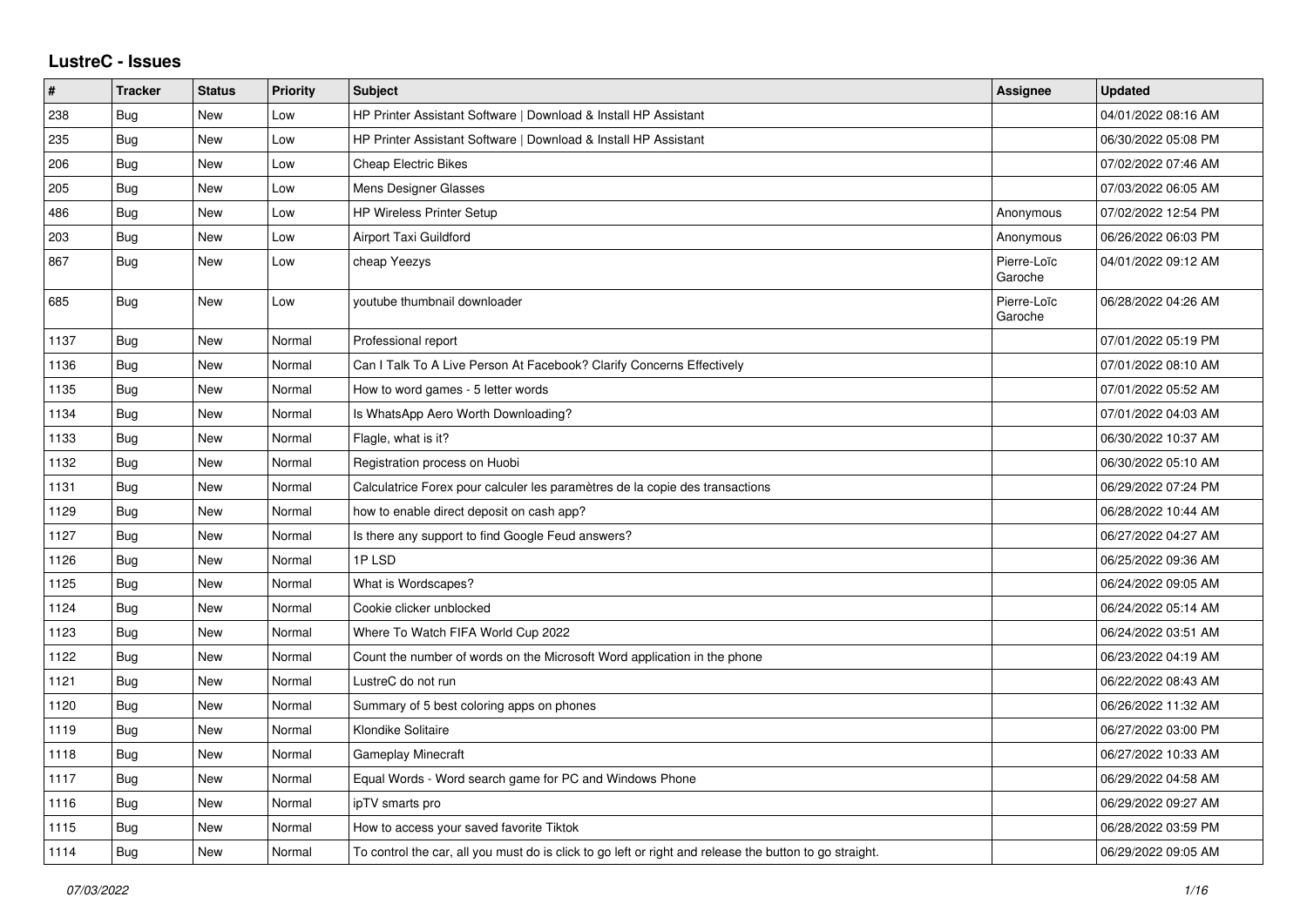## LustreC - Issues

| # | Tracker | Status | Priority | Subject | Assignee | Updated |
|---|---|---|---|---|---|---|
| 238 | Bug | New | Low | HP Printer Assistant Software \| Download & Install HP Assistant | | 04/01/2022 08:16 AM |
| 235 | Bug | New | Low | HP Printer Assistant Software \| Download & Install HP Assistant | | 06/30/2022 05:08 PM |
| 206 | Bug | New | Low | Cheap Electric Bikes | | 07/02/2022 07:46 AM |
| 205 | Bug | New | Low | Mens Designer Glasses | | 07/03/2022 06:05 AM |
| 486 | Bug | New | Low | HP Wireless Printer Setup | Anonymous | 07/02/2022 12:54 PM |
| 203 | Bug | New | Low | Airport Taxi Guildford | Anonymous | 06/26/2022 06:03 PM |
| 867 | Bug | New | Low | cheap Yeezys | Pierre-Loïc Garoche | 04/01/2022 09:12 AM |
| 685 | Bug | New | Low | youtube thumbnail downloader | Pierre-Loïc Garoche | 06/28/2022 04:26 AM |
| 1137 | Bug | New | Normal | Professional report | | 07/01/2022 05:19 PM |
| 1136 | Bug | New | Normal | Can I Talk To A Live Person At Facebook? Clarify Concerns Effectively | | 07/01/2022 08:10 AM |
| 1135 | Bug | New | Normal | How to word games - 5 letter words | | 07/01/2022 05:52 AM |
| 1134 | Bug | New | Normal | Is WhatsApp Aero Worth Downloading? | | 07/01/2022 04:03 AM |
| 1133 | Bug | New | Normal | Flagle, what is it? | | 06/30/2022 10:37 AM |
| 1132 | Bug | New | Normal | Registration process on Huobi | | 06/30/2022 05:10 AM |
| 1131 | Bug | New | Normal | Calculatrice Forex pour calculer les paramètres de la copie des transactions | | 06/29/2022 07:24 PM |
| 1129 | Bug | New | Normal | how to enable direct deposit on cash app? | | 06/28/2022 10:44 AM |
| 1127 | Bug | New | Normal | Is there any support to find Google Feud answers? | | 06/27/2022 04:27 AM |
| 1126 | Bug | New | Normal | 1P LSD | | 06/25/2022 09:36 AM |
| 1125 | Bug | New | Normal | What is Wordscapes? | | 06/24/2022 09:05 AM |
| 1124 | Bug | New | Normal | Cookie clicker unblocked | | 06/24/2022 05:14 AM |
| 1123 | Bug | New | Normal | Where To Watch FIFA World Cup 2022 | | 06/24/2022 03:51 AM |
| 1122 | Bug | New | Normal | Count the number of words on the Microsoft Word application in the phone | | 06/23/2022 04:19 AM |
| 1121 | Bug | New | Normal | LustreC do not run | | 06/22/2022 08:43 AM |
| 1120 | Bug | New | Normal | Summary of 5 best coloring apps on phones | | 06/26/2022 11:32 AM |
| 1119 | Bug | New | Normal | Klondike Solitaire | | 06/27/2022 03:00 PM |
| 1118 | Bug | New | Normal | Gameplay Minecraft | | 06/27/2022 10:33 AM |
| 1117 | Bug | New | Normal | Equal Words - Word search game for PC and Windows Phone | | 06/29/2022 04:58 AM |
| 1116 | Bug | New | Normal | ipTV smarts pro | | 06/29/2022 09:27 AM |
| 1115 | Bug | New | Normal | How to access your saved favorite Tiktok | | 06/28/2022 03:59 PM |
| 1114 | Bug | New | Normal | To control the car, all you must do is click to go left or right and release the button to go straight. | | 06/29/2022 09:05 AM |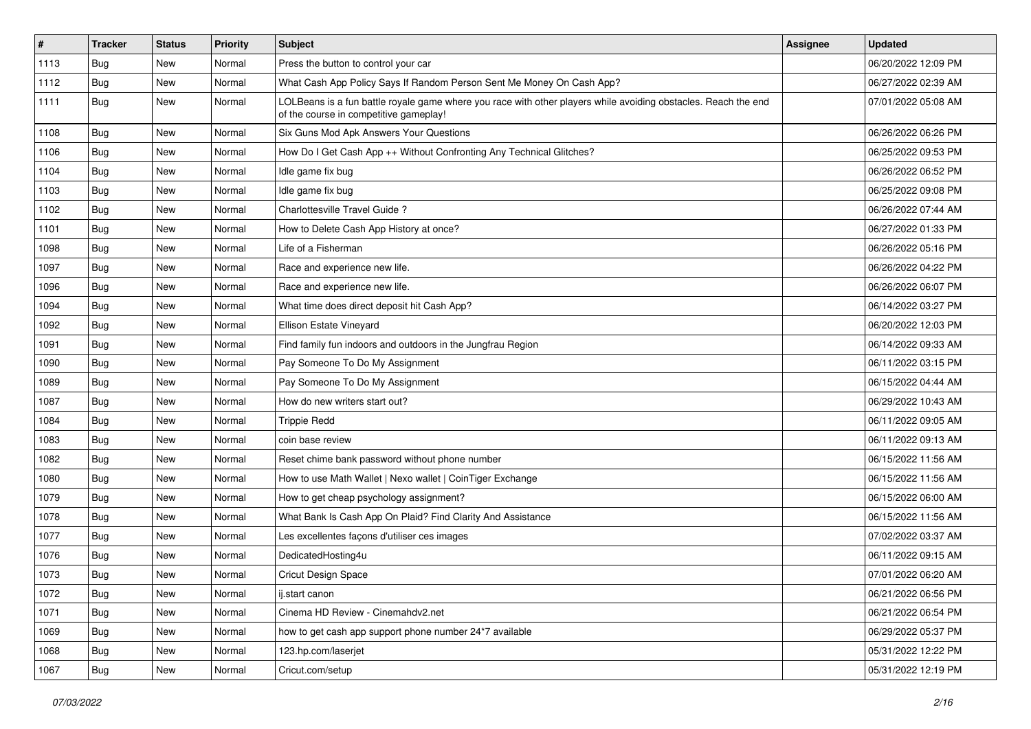| # | Tracker | Status | Priority | Subject | Assignee | Updated |
|---|---|---|---|---|---|---|
| 1113 | Bug | New | Normal | Press the button to control your car | | 06/20/2022 12:09 PM |
| 1112 | Bug | New | Normal | What Cash App Policy Says If Random Person Sent Me Money On Cash App? | | 06/27/2022 02:39 AM |
| 1111 | Bug | New | Normal | LOLBeans is a fun battle royale game where you race with other players while avoiding obstacles. Reach the end of the course in competitive gameplay! | | 07/01/2022 05:08 AM |
| 1108 | Bug | New | Normal | Six Guns Mod Apk Answers Your Questions | | 06/26/2022 06:26 PM |
| 1106 | Bug | New | Normal | How Do I Get Cash App ++ Without Confronting Any Technical Glitches? | | 06/25/2022 09:53 PM |
| 1104 | Bug | New | Normal | Idle game fix bug | | 06/26/2022 06:52 PM |
| 1103 | Bug | New | Normal | Idle game fix bug | | 06/25/2022 09:08 PM |
| 1102 | Bug | New | Normal | Charlottesville Travel Guide ? | | 06/26/2022 07:44 AM |
| 1101 | Bug | New | Normal | How to Delete Cash App History at once? | | 06/27/2022 01:33 PM |
| 1098 | Bug | New | Normal | Life of a Fisherman | | 06/26/2022 05:16 PM |
| 1097 | Bug | New | Normal | Race and experience new life. | | 06/26/2022 04:22 PM |
| 1096 | Bug | New | Normal | Race and experience new life. | | 06/26/2022 06:07 PM |
| 1094 | Bug | New | Normal | What time does direct deposit hit Cash App? | | 06/14/2022 03:27 PM |
| 1092 | Bug | New | Normal | Ellison Estate Vineyard | | 06/20/2022 12:03 PM |
| 1091 | Bug | New | Normal | Find family fun indoors and outdoors in the Jungfrau Region | | 06/14/2022 09:33 AM |
| 1090 | Bug | New | Normal | Pay Someone To Do My Assignment | | 06/11/2022 03:15 PM |
| 1089 | Bug | New | Normal | Pay Someone To Do My Assignment | | 06/15/2022 04:44 AM |
| 1087 | Bug | New | Normal | How do new writers start out? | | 06/29/2022 10:43 AM |
| 1084 | Bug | New | Normal | Trippie Redd | | 06/11/2022 09:05 AM |
| 1083 | Bug | New | Normal | coin base review | | 06/11/2022 09:13 AM |
| 1082 | Bug | New | Normal | Reset chime bank password without phone number | | 06/15/2022 11:56 AM |
| 1080 | Bug | New | Normal | How to use Math Wallet \| Nexo wallet \| CoinTiger Exchange | | 06/15/2022 11:56 AM |
| 1079 | Bug | New | Normal | How to get cheap psychology assignment? | | 06/15/2022 06:00 AM |
| 1078 | Bug | New | Normal | What Bank Is Cash App On Plaid? Find Clarity And Assistance | | 06/15/2022 11:56 AM |
| 1077 | Bug | New | Normal | Les excellentes façons d'utiliser ces images | | 07/02/2022 03:37 AM |
| 1076 | Bug | New | Normal | DedicatedHosting4u | | 06/11/2022 09:15 AM |
| 1073 | Bug | New | Normal | Cricut Design Space | | 07/01/2022 06:20 AM |
| 1072 | Bug | New | Normal | ij.start canon | | 06/21/2022 06:56 PM |
| 1071 | Bug | New | Normal | Cinema HD Review - Cinemahdv2.net | | 06/21/2022 06:54 PM |
| 1069 | Bug | New | Normal | how to get cash app support phone number 24*7 available | | 06/29/2022 05:37 PM |
| 1068 | Bug | New | Normal | 123.hp.com/laserjet | | 05/31/2022 12:22 PM |
| 1067 | Bug | New | Normal | Cricut.com/setup | | 05/31/2022 12:19 PM |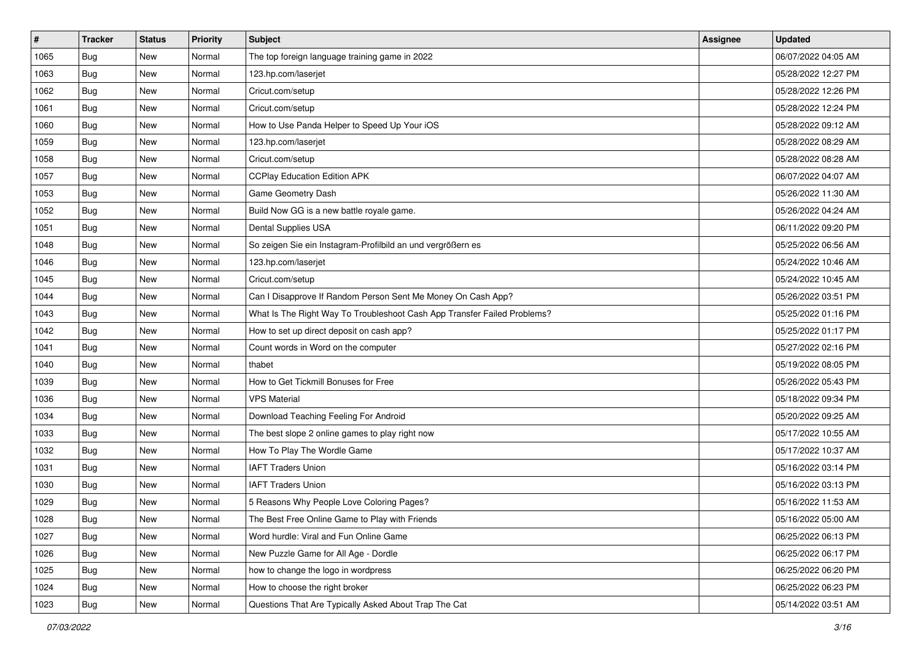| # | Tracker | Status | Priority | Subject | Assignee | Updated |
|---|---|---|---|---|---|---|
| 1065 | Bug | New | Normal | The top foreign language training game in 2022 | | 06/07/2022 04:05 AM |
| 1063 | Bug | New | Normal | 123.hp.com/laserjet | | 05/28/2022 12:27 PM |
| 1062 | Bug | New | Normal | Cricut.com/setup | | 05/28/2022 12:26 PM |
| 1061 | Bug | New | Normal | Cricut.com/setup | | 05/28/2022 12:24 PM |
| 1060 | Bug | New | Normal | How to Use Panda Helper to Speed Up Your iOS | | 05/28/2022 09:12 AM |
| 1059 | Bug | New | Normal | 123.hp.com/laserjet | | 05/28/2022 08:29 AM |
| 1058 | Bug | New | Normal | Cricut.com/setup | | 05/28/2022 08:28 AM |
| 1057 | Bug | New | Normal | CCPlay Education Edition APK | | 06/07/2022 04:07 AM |
| 1053 | Bug | New | Normal | Game Geometry Dash | | 05/26/2022 11:30 AM |
| 1052 | Bug | New | Normal | Build Now GG is a new battle royale game. | | 05/26/2022 04:24 AM |
| 1051 | Bug | New | Normal | Dental Supplies USA | | 06/11/2022 09:20 PM |
| 1048 | Bug | New | Normal | So zeigen Sie ein Instagram-Profilbild an und vergrößern es | | 05/25/2022 06:56 AM |
| 1046 | Bug | New | Normal | 123.hp.com/laserjet | | 05/24/2022 10:46 AM |
| 1045 | Bug | New | Normal | Cricut.com/setup | | 05/24/2022 10:45 AM |
| 1044 | Bug | New | Normal | Can I Disapprove If Random Person Sent Me Money On Cash App? | | 05/26/2022 03:51 PM |
| 1043 | Bug | New | Normal | What Is The Right Way To Troubleshoot Cash App Transfer Failed Problems? | | 05/25/2022 01:16 PM |
| 1042 | Bug | New | Normal | How to set up direct deposit on cash app? | | 05/25/2022 01:17 PM |
| 1041 | Bug | New | Normal | Count words in Word on the computer | | 05/27/2022 02:16 PM |
| 1040 | Bug | New | Normal | thabet | | 05/19/2022 08:05 PM |
| 1039 | Bug | New | Normal | How to Get Tickmill Bonuses for Free | | 05/26/2022 05:43 PM |
| 1036 | Bug | New | Normal | VPS Material | | 05/18/2022 09:34 PM |
| 1034 | Bug | New | Normal | Download Teaching Feeling For Android | | 05/20/2022 09:25 AM |
| 1033 | Bug | New | Normal | The best slope 2 online games to play right now | | 05/17/2022 10:55 AM |
| 1032 | Bug | New | Normal | How To Play The Wordle Game | | 05/17/2022 10:37 AM |
| 1031 | Bug | New | Normal | IAFT Traders Union | | 05/16/2022 03:14 PM |
| 1030 | Bug | New | Normal | IAFT Traders Union | | 05/16/2022 03:13 PM |
| 1029 | Bug | New | Normal | 5 Reasons Why People Love Coloring Pages? | | 05/16/2022 11:53 AM |
| 1028 | Bug | New | Normal | The Best Free Online Game to Play with Friends | | 05/16/2022 05:00 AM |
| 1027 | Bug | New | Normal | Word hurdle: Viral and Fun Online Game | | 06/25/2022 06:13 PM |
| 1026 | Bug | New | Normal | New Puzzle Game for All Age - Dordle | | 06/25/2022 06:17 PM |
| 1025 | Bug | New | Normal | how to change the logo in wordpress | | 06/25/2022 06:20 PM |
| 1024 | Bug | New | Normal | How to choose the right broker | | 06/25/2022 06:23 PM |
| 1023 | Bug | New | Normal | Questions That Are Typically Asked About Trap The Cat | | 05/14/2022 03:51 AM |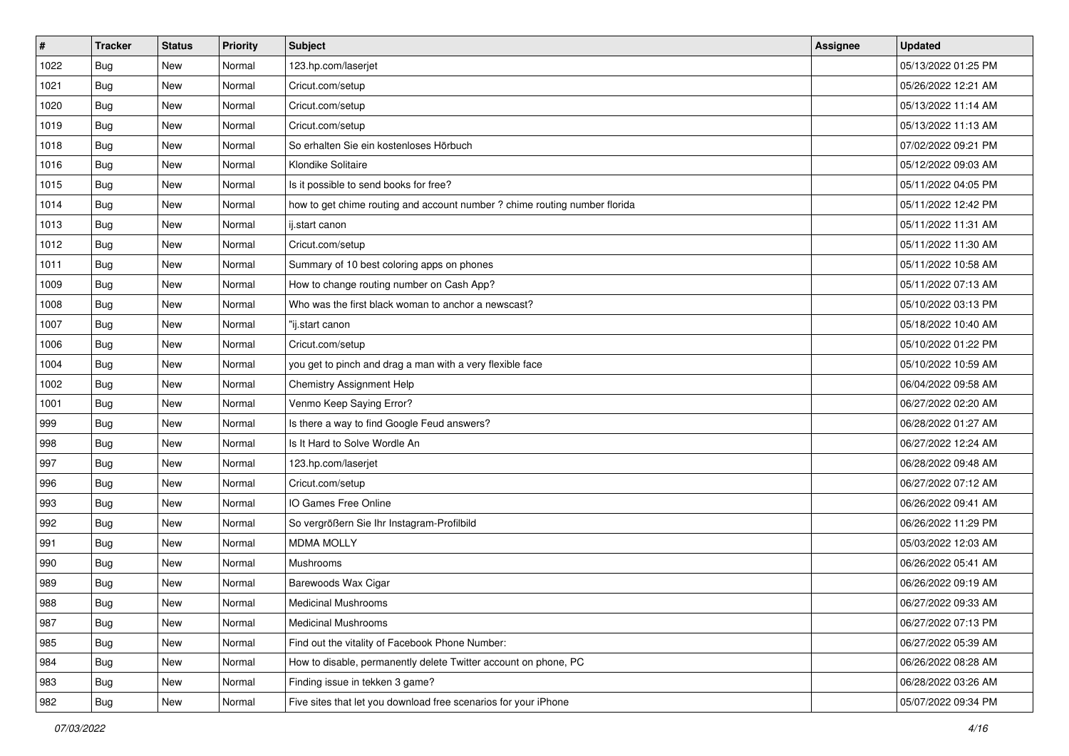| # | Tracker | Status | Priority | Subject | Assignee | Updated |
|---|---|---|---|---|---|---|
| 1022 | Bug | New | Normal | 123.hp.com/laserjet | | 05/13/2022 01:25 PM |
| 1021 | Bug | New | Normal | Cricut.com/setup | | 05/26/2022 12:21 AM |
| 1020 | Bug | New | Normal | Cricut.com/setup | | 05/13/2022 11:14 AM |
| 1019 | Bug | New | Normal | Cricut.com/setup | | 05/13/2022 11:13 AM |
| 1018 | Bug | New | Normal | So erhalten Sie ein kostenloses Hörbuch | | 07/02/2022 09:21 PM |
| 1016 | Bug | New | Normal | Klondike Solitaire | | 05/12/2022 09:03 AM |
| 1015 | Bug | New | Normal | Is it possible to send books for free? | | 05/11/2022 04:05 PM |
| 1014 | Bug | New | Normal | how to get chime routing and account number ? chime routing number florida | | 05/11/2022 12:42 PM |
| 1013 | Bug | New | Normal | ij.start canon | | 05/11/2022 11:31 AM |
| 1012 | Bug | New | Normal | Cricut.com/setup | | 05/11/2022 11:30 AM |
| 1011 | Bug | New | Normal | Summary of 10 best coloring apps on phones | | 05/11/2022 10:58 AM |
| 1009 | Bug | New | Normal | How to change routing number on Cash App? | | 05/11/2022 07:13 AM |
| 1008 | Bug | New | Normal | Who was the first black woman to anchor a newscast? | | 05/10/2022 03:13 PM |
| 1007 | Bug | New | Normal | "ij.start canon | | 05/18/2022 10:40 AM |
| 1006 | Bug | New | Normal | Cricut.com/setup | | 05/10/2022 01:22 PM |
| 1004 | Bug | New | Normal | you get to pinch and drag a man with a very flexible face | | 05/10/2022 10:59 AM |
| 1002 | Bug | New | Normal | Chemistry Assignment Help | | 06/04/2022 09:58 AM |
| 1001 | Bug | New | Normal | Venmo Keep Saying Error? | | 06/27/2022 02:20 AM |
| 999 | Bug | New | Normal | Is there a way to find Google Feud answers? | | 06/28/2022 01:27 AM |
| 998 | Bug | New | Normal | Is It Hard to Solve Wordle An | | 06/27/2022 12:24 AM |
| 997 | Bug | New | Normal | 123.hp.com/laserjet | | 06/28/2022 09:48 AM |
| 996 | Bug | New | Normal | Cricut.com/setup | | 06/27/2022 07:12 AM |
| 993 | Bug | New | Normal | IO Games Free Online | | 06/26/2022 09:41 AM |
| 992 | Bug | New | Normal | So vergrößern Sie Ihr Instagram-Profilbild | | 06/26/2022 11:29 PM |
| 991 | Bug | New | Normal | MDMA MOLLY | | 05/03/2022 12:03 AM |
| 990 | Bug | New | Normal | Mushrooms | | 06/26/2022 05:41 AM |
| 989 | Bug | New | Normal | Barewoods Wax Cigar | | 06/26/2022 09:19 AM |
| 988 | Bug | New | Normal | Medicinal Mushrooms | | 06/27/2022 09:33 AM |
| 987 | Bug | New | Normal | Medicinal Mushrooms | | 06/27/2022 07:13 PM |
| 985 | Bug | New | Normal | Find out the vitality of Facebook Phone Number: | | 06/27/2022 05:39 AM |
| 984 | Bug | New | Normal | How to disable, permanently delete Twitter account on phone, PC | | 06/26/2022 08:28 AM |
| 983 | Bug | New | Normal | Finding issue in tekken 3 game? | | 06/28/2022 03:26 AM |
| 982 | Bug | New | Normal | Five sites that let you download free scenarios for your iPhone | | 05/07/2022 09:34 PM |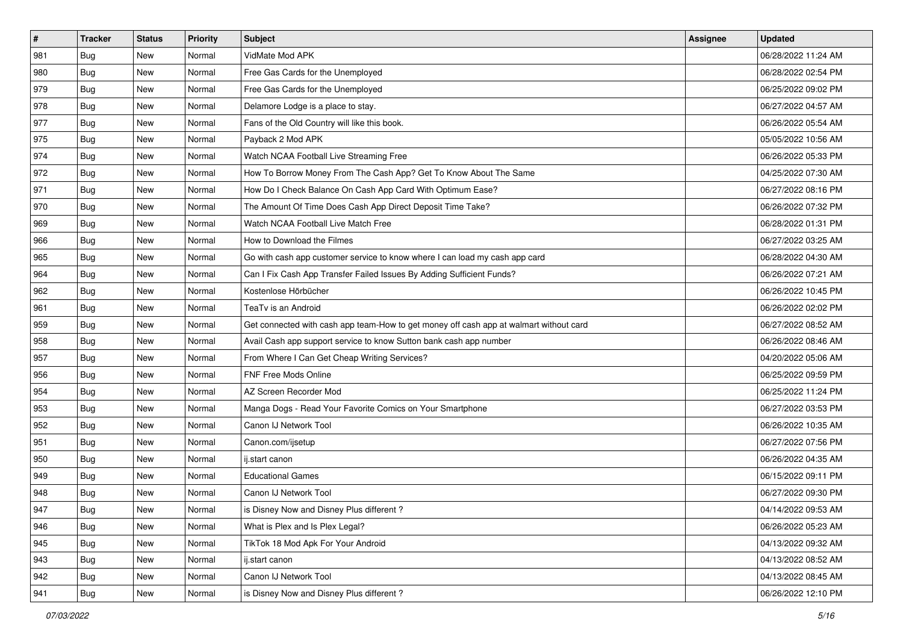| # | Tracker | Status | Priority | Subject | Assignee | Updated |
|---|---|---|---|---|---|---|
| 981 | Bug | New | Normal | VidMate Mod APK | | 06/28/2022 11:24 AM |
| 980 | Bug | New | Normal | Free Gas Cards for the Unemployed | | 06/28/2022 02:54 PM |
| 979 | Bug | New | Normal | Free Gas Cards for the Unemployed | | 06/25/2022 09:02 PM |
| 978 | Bug | New | Normal | Delamore Lodge is a place to stay. | | 06/27/2022 04:57 AM |
| 977 | Bug | New | Normal | Fans of the Old Country will like this book. | | 06/26/2022 05:54 AM |
| 975 | Bug | New | Normal | Payback 2 Mod APK | | 05/05/2022 10:56 AM |
| 974 | Bug | New | Normal | Watch NCAA Football Live Streaming Free | | 06/26/2022 05:33 PM |
| 972 | Bug | New | Normal | How To Borrow Money From The Cash App? Get To Know About The Same | | 04/25/2022 07:30 AM |
| 971 | Bug | New | Normal | How Do I Check Balance On Cash App Card With Optimum Ease? | | 06/27/2022 08:16 PM |
| 970 | Bug | New | Normal | The Amount Of Time Does Cash App Direct Deposit Time Take? | | 06/26/2022 07:32 PM |
| 969 | Bug | New | Normal | Watch NCAA Football Live Match Free | | 06/28/2022 01:31 PM |
| 966 | Bug | New | Normal | How to Download the Filmes | | 06/27/2022 03:25 AM |
| 965 | Bug | New | Normal | Go with cash app customer service to know where I can load my cash app card | | 06/28/2022 04:30 AM |
| 964 | Bug | New | Normal | Can I Fix Cash App Transfer Failed Issues By Adding Sufficient Funds? | | 06/26/2022 07:21 AM |
| 962 | Bug | New | Normal | Kostenlose Hörbücher | | 06/26/2022 10:45 PM |
| 961 | Bug | New | Normal | TeaTv is an Android | | 06/26/2022 02:02 PM |
| 959 | Bug | New | Normal | Get connected with cash app team-How to get money off cash app at walmart without card | | 06/27/2022 08:52 AM |
| 958 | Bug | New | Normal | Avail Cash app support service to know Sutton bank cash app number | | 06/26/2022 08:46 AM |
| 957 | Bug | New | Normal | From Where I Can Get Cheap Writing Services? | | 04/20/2022 05:06 AM |
| 956 | Bug | New | Normal | FNF Free Mods Online | | 06/25/2022 09:59 PM |
| 954 | Bug | New | Normal | AZ Screen Recorder Mod | | 06/25/2022 11:24 PM |
| 953 | Bug | New | Normal | Manga Dogs - Read Your Favorite Comics on Your Smartphone | | 06/27/2022 03:53 PM |
| 952 | Bug | New | Normal | Canon IJ Network Tool | | 06/26/2022 10:35 AM |
| 951 | Bug | New | Normal | Canon.com/ijsetup | | 06/27/2022 07:56 PM |
| 950 | Bug | New | Normal | ij.start canon | | 06/26/2022 04:35 AM |
| 949 | Bug | New | Normal | Educational Games | | 06/15/2022 09:11 PM |
| 948 | Bug | New | Normal | Canon IJ Network Tool | | 06/27/2022 09:30 PM |
| 947 | Bug | New | Normal | is Disney Now and Disney Plus different ? | | 04/14/2022 09:53 AM |
| 946 | Bug | New | Normal | What is Plex and Is Plex Legal? | | 06/26/2022 05:23 AM |
| 945 | Bug | New | Normal | TikTok 18 Mod Apk For Your Android | | 04/13/2022 09:32 AM |
| 943 | Bug | New | Normal | ij.start canon | | 04/13/2022 08:52 AM |
| 942 | Bug | New | Normal | Canon IJ Network Tool | | 04/13/2022 08:45 AM |
| 941 | Bug | New | Normal | is Disney Now and Disney Plus different ? | | 06/26/2022 12:10 PM |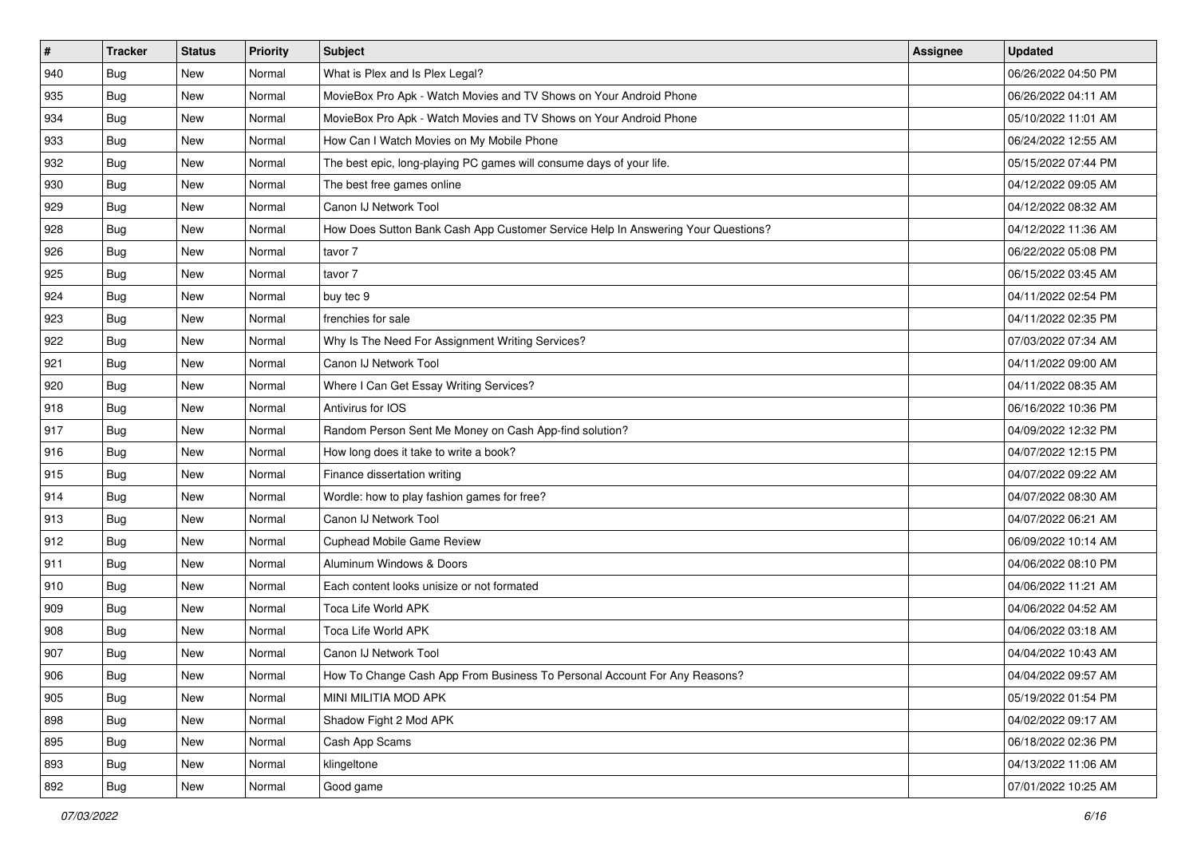| # | Tracker | Status | Priority | Subject | Assignee | Updated |
|---|---|---|---|---|---|---|
| 940 | Bug | New | Normal | What is Plex and Is Plex Legal? | | 06/26/2022 04:50 PM |
| 935 | Bug | New | Normal | MovieBox Pro Apk - Watch Movies and TV Shows on Your Android Phone | | 06/26/2022 04:11 AM |
| 934 | Bug | New | Normal | MovieBox Pro Apk - Watch Movies and TV Shows on Your Android Phone | | 05/10/2022 11:01 AM |
| 933 | Bug | New | Normal | How Can I Watch Movies on My Mobile Phone | | 06/24/2022 12:55 AM |
| 932 | Bug | New | Normal | The best epic, long-playing PC games will consume days of your life. | | 05/15/2022 07:44 PM |
| 930 | Bug | New | Normal | The best free games online | | 04/12/2022 09:05 AM |
| 929 | Bug | New | Normal | Canon IJ Network Tool | | 04/12/2022 08:32 AM |
| 928 | Bug | New | Normal | How Does Sutton Bank Cash App Customer Service Help In Answering Your Questions? | | 04/12/2022 11:36 AM |
| 926 | Bug | New | Normal | tavor 7 | | 06/22/2022 05:08 PM |
| 925 | Bug | New | Normal | tavor 7 | | 06/15/2022 03:45 AM |
| 924 | Bug | New | Normal | buy tec 9 | | 04/11/2022 02:54 PM |
| 923 | Bug | New | Normal | frenchies for sale | | 04/11/2022 02:35 PM |
| 922 | Bug | New | Normal | Why Is The Need For Assignment Writing Services? | | 07/03/2022 07:34 AM |
| 921 | Bug | New | Normal | Canon IJ Network Tool | | 04/11/2022 09:00 AM |
| 920 | Bug | New | Normal | Where I Can Get Essay Writing Services? | | 04/11/2022 08:35 AM |
| 918 | Bug | New | Normal | Antivirus for IOS | | 06/16/2022 10:36 PM |
| 917 | Bug | New | Normal | Random Person Sent Me Money on Cash App-find solution? | | 04/09/2022 12:32 PM |
| 916 | Bug | New | Normal | How long does it take to write a book? | | 04/07/2022 12:15 PM |
| 915 | Bug | New | Normal | Finance dissertation writing | | 04/07/2022 09:22 AM |
| 914 | Bug | New | Normal | Wordle: how to play fashion games for free? | | 04/07/2022 08:30 AM |
| 913 | Bug | New | Normal | Canon IJ Network Tool | | 04/07/2022 06:21 AM |
| 912 | Bug | New | Normal | Cuphead Mobile Game Review | | 06/09/2022 10:14 AM |
| 911 | Bug | New | Normal | Aluminum Windows & Doors | | 04/06/2022 08:10 PM |
| 910 | Bug | New | Normal | Each content looks unisize or not formated | | 04/06/2022 11:21 AM |
| 909 | Bug | New | Normal | Toca Life World APK | | 04/06/2022 04:52 AM |
| 908 | Bug | New | Normal | Toca Life World APK | | 04/06/2022 03:18 AM |
| 907 | Bug | New | Normal | Canon IJ Network Tool | | 04/04/2022 10:43 AM |
| 906 | Bug | New | Normal | How To Change Cash App From Business To Personal Account For Any Reasons? | | 04/04/2022 09:57 AM |
| 905 | Bug | New | Normal | MINI MILITIA MOD APK | | 05/19/2022 01:54 PM |
| 898 | Bug | New | Normal | Shadow Fight 2 Mod APK | | 04/02/2022 09:17 AM |
| 895 | Bug | New | Normal | Cash App Scams | | 06/18/2022 02:36 PM |
| 893 | Bug | New | Normal | klingeltone | | 04/13/2022 11:06 AM |
| 892 | Bug | New | Normal | Good game | | 07/01/2022 10:25 AM |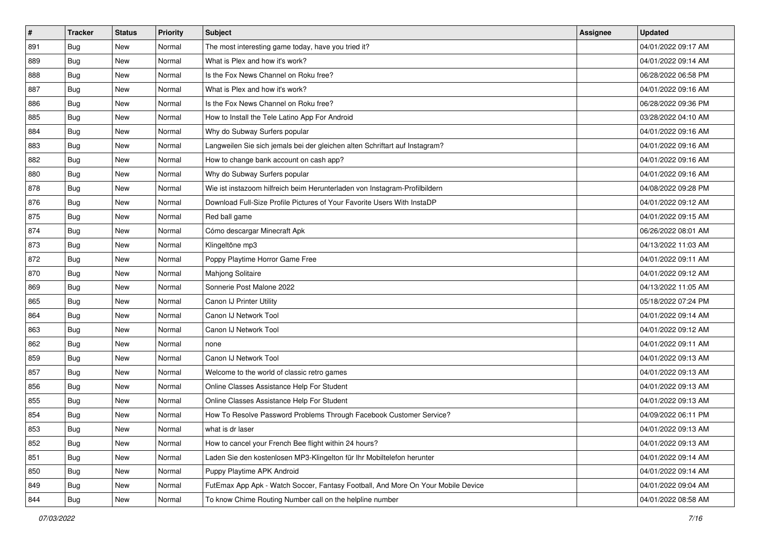| # | Tracker | Status | Priority | Subject | Assignee | Updated |
|---|---|---|---|---|---|---|
| 891 | Bug | New | Normal | The most interesting game today, have you tried it? | | 04/01/2022 09:17 AM |
| 889 | Bug | New | Normal | What is Plex and how it's work? | | 04/01/2022 09:14 AM |
| 888 | Bug | New | Normal | Is the Fox News Channel on Roku free? | | 06/28/2022 06:58 PM |
| 887 | Bug | New | Normal | What is Plex and how it's work? | | 04/01/2022 09:16 AM |
| 886 | Bug | New | Normal | Is the Fox News Channel on Roku free? | | 06/28/2022 09:36 PM |
| 885 | Bug | New | Normal | How to Install the Tele Latino App For Android | | 03/28/2022 04:10 AM |
| 884 | Bug | New | Normal | Why do Subway Surfers popular | | 04/01/2022 09:16 AM |
| 883 | Bug | New | Normal | Langweilen Sie sich jemals bei der gleichen alten Schriftart auf Instagram? | | 04/01/2022 09:16 AM |
| 882 | Bug | New | Normal | How to change bank account on cash app? | | 04/01/2022 09:16 AM |
| 880 | Bug | New | Normal | Why do Subway Surfers popular | | 04/01/2022 09:16 AM |
| 878 | Bug | New | Normal | Wie ist instazoom hilfreich beim Herunterladen von Instagram-Profilbildern | | 04/08/2022 09:28 PM |
| 876 | Bug | New | Normal | Download Full-Size Profile Pictures of Your Favorite Users With InstaDP | | 04/01/2022 09:12 AM |
| 875 | Bug | New | Normal | Red ball game | | 04/01/2022 09:15 AM |
| 874 | Bug | New | Normal | Cómo descargar Minecraft Apk | | 06/26/2022 08:01 AM |
| 873 | Bug | New | Normal | Klingeltöne mp3 | | 04/13/2022 11:03 AM |
| 872 | Bug | New | Normal | Poppy Playtime Horror Game Free | | 04/01/2022 09:11 AM |
| 870 | Bug | New | Normal | Mahjong Solitaire | | 04/01/2022 09:12 AM |
| 869 | Bug | New | Normal | Sonnerie Post Malone 2022 | | 04/13/2022 11:05 AM |
| 865 | Bug | New | Normal | Canon IJ Printer Utility | | 05/18/2022 07:24 PM |
| 864 | Bug | New | Normal | Canon IJ Network Tool | | 04/01/2022 09:14 AM |
| 863 | Bug | New | Normal | Canon IJ Network Tool | | 04/01/2022 09:12 AM |
| 862 | Bug | New | Normal | none | | 04/01/2022 09:11 AM |
| 859 | Bug | New | Normal | Canon IJ Network Tool | | 04/01/2022 09:13 AM |
| 857 | Bug | New | Normal | Welcome to the world of classic retro games | | 04/01/2022 09:13 AM |
| 856 | Bug | New | Normal | Online Classes Assistance Help For Student | | 04/01/2022 09:13 AM |
| 855 | Bug | New | Normal | Online Classes Assistance Help For Student | | 04/01/2022 09:13 AM |
| 854 | Bug | New | Normal | How To Resolve Password Problems Through Facebook Customer Service? | | 04/09/2022 06:11 PM |
| 853 | Bug | New | Normal | what is dr laser | | 04/01/2022 09:13 AM |
| 852 | Bug | New | Normal | How to cancel your French Bee flight within 24 hours? | | 04/01/2022 09:13 AM |
| 851 | Bug | New | Normal | Laden Sie den kostenlosen MP3-Klingelton für Ihr Mobiltelefon herunter | | 04/01/2022 09:14 AM |
| 850 | Bug | New | Normal | Puppy Playtime APK Android | | 04/01/2022 09:14 AM |
| 849 | Bug | New | Normal | FutEmax App Apk - Watch Soccer, Fantasy Football, And More On Your Mobile Device | | 04/01/2022 09:04 AM |
| 844 | Bug | New | Normal | To know Chime Routing Number call on the helpline number | | 04/01/2022 08:58 AM |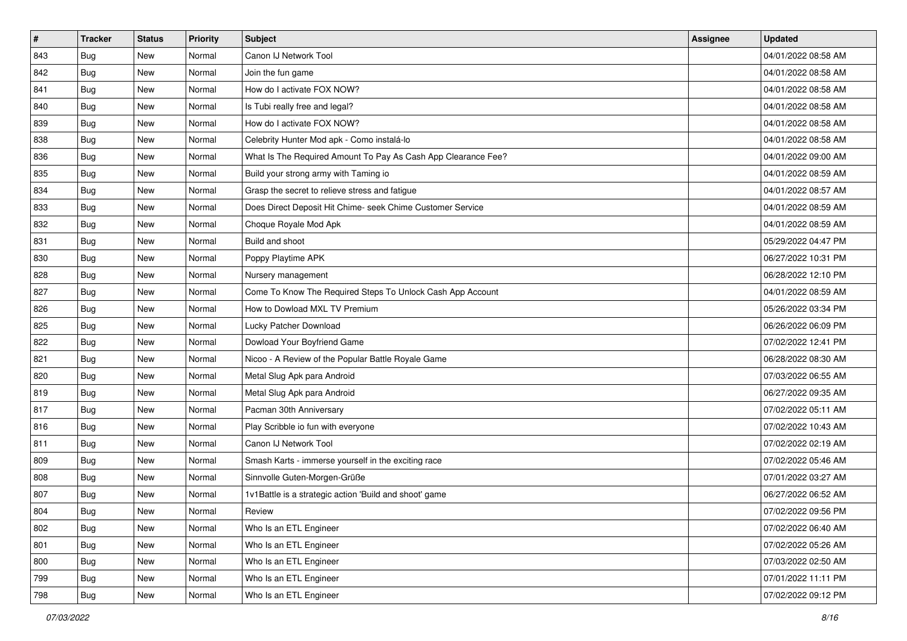| # | Tracker | Status | Priority | Subject | Assignee | Updated |
|---|---|---|---|---|---|---|
| 843 | Bug | New | Normal | Canon IJ Network Tool | | 04/01/2022 08:58 AM |
| 842 | Bug | New | Normal | Join the fun game | | 04/01/2022 08:58 AM |
| 841 | Bug | New | Normal | How do I activate FOX NOW? | | 04/01/2022 08:58 AM |
| 840 | Bug | New | Normal | Is Tubi really free and legal? | | 04/01/2022 08:58 AM |
| 839 | Bug | New | Normal | How do I activate FOX NOW? | | 04/01/2022 08:58 AM |
| 838 | Bug | New | Normal | Celebrity Hunter Mod apk - Como instalá-lo | | 04/01/2022 08:58 AM |
| 836 | Bug | New | Normal | What Is The Required Amount To Pay As Cash App Clearance Fee? | | 04/01/2022 09:00 AM |
| 835 | Bug | New | Normal | Build your strong army with Taming io | | 04/01/2022 08:59 AM |
| 834 | Bug | New | Normal | Grasp the secret to relieve stress and fatigue | | 04/01/2022 08:57 AM |
| 833 | Bug | New | Normal | Does Direct Deposit Hit Chime- seek Chime Customer Service | | 04/01/2022 08:59 AM |
| 832 | Bug | New | Normal | Choque Royale Mod Apk | | 04/01/2022 08:59 AM |
| 831 | Bug | New | Normal | Build and shoot | | 05/29/2022 04:47 PM |
| 830 | Bug | New | Normal | Poppy Playtime APK | | 06/27/2022 10:31 PM |
| 828 | Bug | New | Normal | Nursery management | | 06/28/2022 12:10 PM |
| 827 | Bug | New | Normal | Come To Know The Required Steps To Unlock Cash App Account | | 04/01/2022 08:59 AM |
| 826 | Bug | New | Normal | How to Dowload MXL TV Premium | | 05/26/2022 03:34 PM |
| 825 | Bug | New | Normal | Lucky Patcher Download | | 06/26/2022 06:09 PM |
| 822 | Bug | New | Normal | Dowload Your Boyfriend Game | | 07/02/2022 12:41 PM |
| 821 | Bug | New | Normal | Nicoo - A Review of the Popular Battle Royale Game | | 06/28/2022 08:30 AM |
| 820 | Bug | New | Normal | Metal Slug Apk para Android | | 07/03/2022 06:55 AM |
| 819 | Bug | New | Normal | Metal Slug Apk para Android | | 06/27/2022 09:35 AM |
| 817 | Bug | New | Normal | Pacman 30th Anniversary | | 07/02/2022 05:11 AM |
| 816 | Bug | New | Normal | Play Scribble io fun with everyone | | 07/02/2022 10:43 AM |
| 811 | Bug | New | Normal | Canon IJ Network Tool | | 07/02/2022 02:19 AM |
| 809 | Bug | New | Normal | Smash Karts - immerse yourself in the exciting race | | 07/02/2022 05:46 AM |
| 808 | Bug | New | Normal | Sinnvolle Guten-Morgen-Grüße | | 07/01/2022 03:27 AM |
| 807 | Bug | New | Normal | 1v1Battle is a strategic action 'Build and shoot' game | | 06/27/2022 06:52 AM |
| 804 | Bug | New | Normal | Review | | 07/02/2022 09:56 PM |
| 802 | Bug | New | Normal | Who Is an ETL Engineer | | 07/02/2022 06:40 AM |
| 801 | Bug | New | Normal | Who Is an ETL Engineer | | 07/02/2022 05:26 AM |
| 800 | Bug | New | Normal | Who Is an ETL Engineer | | 07/03/2022 02:50 AM |
| 799 | Bug | New | Normal | Who Is an ETL Engineer | | 07/01/2022 11:11 PM |
| 798 | Bug | New | Normal | Who Is an ETL Engineer | | 07/02/2022 09:12 PM |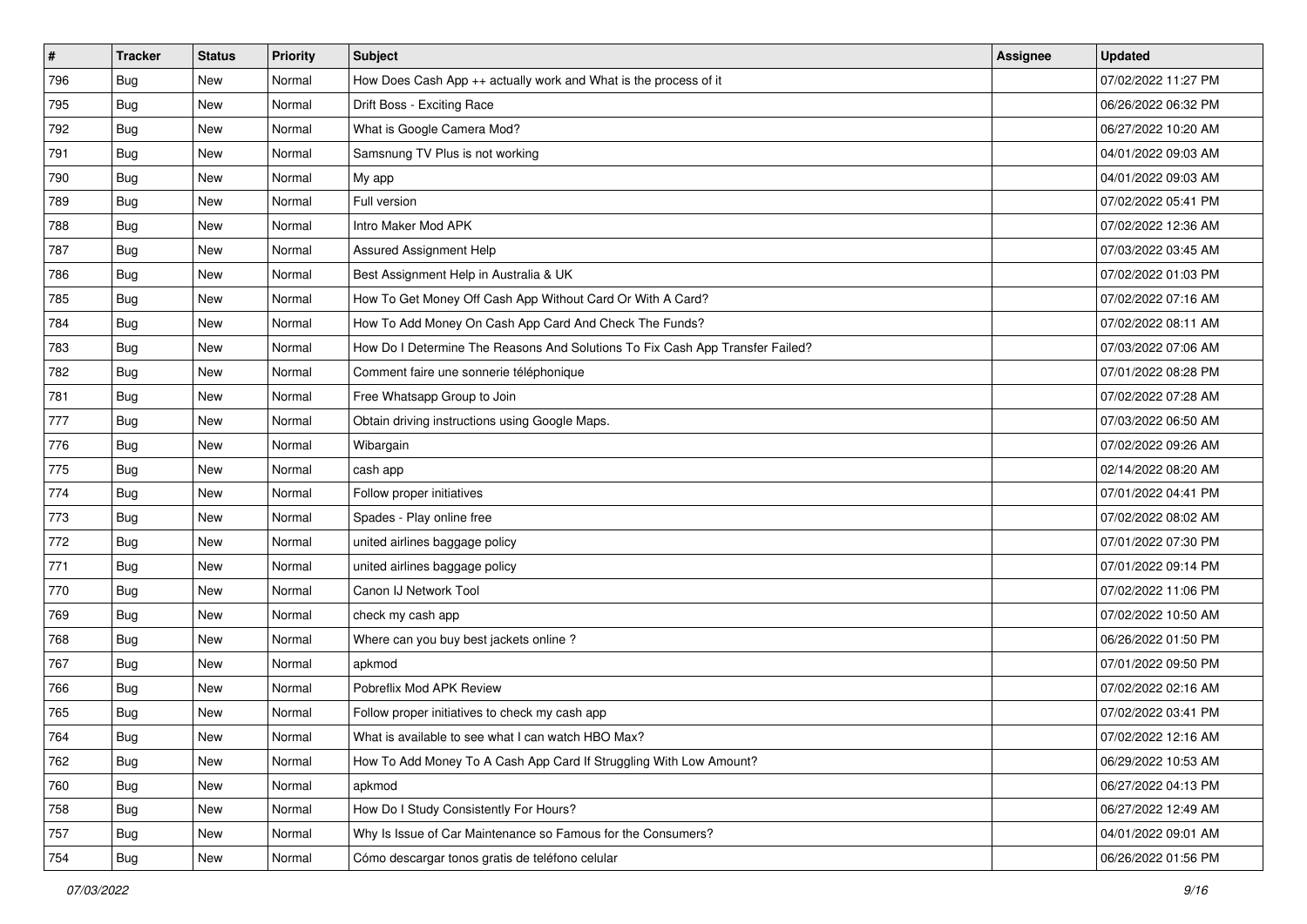| # | Tracker | Status | Priority | Subject | Assignee | Updated |
|---|---|---|---|---|---|---|
| 796 | Bug | New | Normal | How Does Cash App ++ actually work and What is the process of it | | 07/02/2022 11:27 PM |
| 795 | Bug | New | Normal | Drift Boss - Exciting Race | | 06/26/2022 06:32 PM |
| 792 | Bug | New | Normal | What is Google Camera Mod? | | 06/27/2022 10:20 AM |
| 791 | Bug | New | Normal | Samsnung TV Plus is not working | | 04/01/2022 09:03 AM |
| 790 | Bug | New | Normal | My app | | 04/01/2022 09:03 AM |
| 789 | Bug | New | Normal | Full version | | 07/02/2022 05:41 PM |
| 788 | Bug | New | Normal | Intro Maker Mod APK | | 07/02/2022 12:36 AM |
| 787 | Bug | New | Normal | Assured Assignment Help | | 07/03/2022 03:45 AM |
| 786 | Bug | New | Normal | Best Assignment Help in Australia & UK | | 07/02/2022 01:03 PM |
| 785 | Bug | New | Normal | How To Get Money Off Cash App Without Card Or With A Card? | | 07/02/2022 07:16 AM |
| 784 | Bug | New | Normal | How To Add Money On Cash App Card And Check The Funds? | | 07/02/2022 08:11 AM |
| 783 | Bug | New | Normal | How Do I Determine The Reasons And Solutions To Fix Cash App Transfer Failed? | | 07/03/2022 07:06 AM |
| 782 | Bug | New | Normal | Comment faire une sonnerie téléphonique | | 07/01/2022 08:28 PM |
| 781 | Bug | New | Normal | Free Whatsapp Group to Join | | 07/02/2022 07:28 AM |
| 777 | Bug | New | Normal | Obtain driving instructions using Google Maps. | | 07/03/2022 06:50 AM |
| 776 | Bug | New | Normal | Wibargain | | 07/02/2022 09:26 AM |
| 775 | Bug | New | Normal | cash app | | 02/14/2022 08:20 AM |
| 774 | Bug | New | Normal | Follow proper initiatives | | 07/01/2022 04:41 PM |
| 773 | Bug | New | Normal | Spades - Play online free | | 07/02/2022 08:02 AM |
| 772 | Bug | New | Normal | united airlines baggage policy | | 07/01/2022 07:30 PM |
| 771 | Bug | New | Normal | united airlines baggage policy | | 07/01/2022 09:14 PM |
| 770 | Bug | New | Normal | Canon IJ Network Tool | | 07/02/2022 11:06 PM |
| 769 | Bug | New | Normal | check my cash app | | 07/02/2022 10:50 AM |
| 768 | Bug | New | Normal | Where can you buy best jackets online ? | | 06/26/2022 01:50 PM |
| 767 | Bug | New | Normal | apkmod | | 07/01/2022 09:50 PM |
| 766 | Bug | New | Normal | Pobreflix Mod APK Review | | 07/02/2022 02:16 AM |
| 765 | Bug | New | Normal | Follow proper initiatives to check my cash app | | 07/02/2022 03:41 PM |
| 764 | Bug | New | Normal | What is available to see what I can watch HBO Max? | | 07/02/2022 12:16 AM |
| 762 | Bug | New | Normal | How To Add Money To A Cash App Card If Struggling With Low Amount? | | 06/29/2022 10:53 AM |
| 760 | Bug | New | Normal | apkmod | | 06/27/2022 04:13 PM |
| 758 | Bug | New | Normal | How Do I Study Consistently For Hours? | | 06/27/2022 12:49 AM |
| 757 | Bug | New | Normal | Why Is Issue of Car Maintenance so Famous for the Consumers? | | 04/01/2022 09:01 AM |
| 754 | Bug | New | Normal | Cómo descargar tonos gratis de teléfono celular | | 06/26/2022 01:56 PM |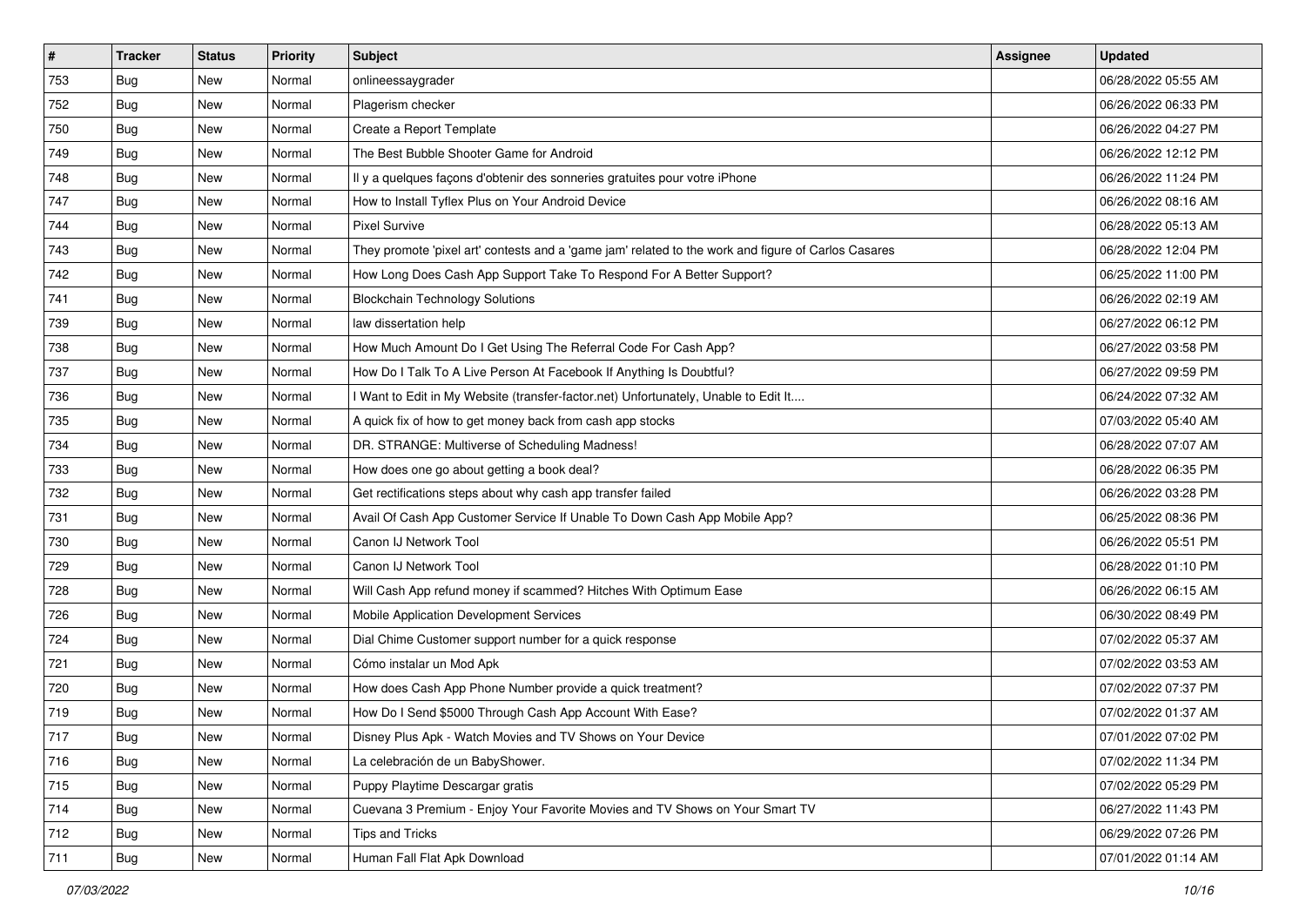| # | Tracker | Status | Priority | Subject | Assignee | Updated |
|---|---|---|---|---|---|---|
| 753 | Bug | New | Normal | onlineessaygrader | | 06/28/2022 05:55 AM |
| 752 | Bug | New | Normal | Plagerism checker | | 06/26/2022 06:33 PM |
| 750 | Bug | New | Normal | Create a Report Template | | 06/26/2022 04:27 PM |
| 749 | Bug | New | Normal | The Best Bubble Shooter Game for Android | | 06/26/2022 12:12 PM |
| 748 | Bug | New | Normal | Il y a quelques façons d'obtenir des sonneries gratuites pour votre iPhone | | 06/26/2022 11:24 PM |
| 747 | Bug | New | Normal | How to Install Tyflex Plus on Your Android Device | | 06/26/2022 08:16 AM |
| 744 | Bug | New | Normal | Pixel Survive | | 06/28/2022 05:13 AM |
| 743 | Bug | New | Normal | They promote 'pixel art' contests and a 'game jam' related to the work and figure of Carlos Casares | | 06/28/2022 12:04 PM |
| 742 | Bug | New | Normal | How Long Does Cash App Support Take To Respond For A Better Support? | | 06/25/2022 11:00 PM |
| 741 | Bug | New | Normal | Blockchain Technology Solutions | | 06/26/2022 02:19 AM |
| 739 | Bug | New | Normal | law dissertation help | | 06/27/2022 06:12 PM |
| 738 | Bug | New | Normal | How Much Amount Do I Get Using The Referral Code For Cash App? | | 06/27/2022 03:58 PM |
| 737 | Bug | New | Normal | How Do I Talk To A Live Person At Facebook If Anything Is Doubtful? | | 06/27/2022 09:59 PM |
| 736 | Bug | New | Normal | I Want to Edit in My Website (transfer-factor.net) Unfortunately, Unable to Edit It.... | | 06/24/2022 07:32 AM |
| 735 | Bug | New | Normal | A quick fix of how to get money back from cash app stocks | | 07/03/2022 05:40 AM |
| 734 | Bug | New | Normal | DR. STRANGE: Multiverse of Scheduling Madness! | | 06/28/2022 07:07 AM |
| 733 | Bug | New | Normal | How does one go about getting a book deal? | | 06/28/2022 06:35 PM |
| 732 | Bug | New | Normal | Get rectifications steps about why cash app transfer failed | | 06/26/2022 03:28 PM |
| 731 | Bug | New | Normal | Avail Of Cash App Customer Service If Unable To Down Cash App Mobile App? | | 06/25/2022 08:36 PM |
| 730 | Bug | New | Normal | Canon IJ Network Tool | | 06/26/2022 05:51 PM |
| 729 | Bug | New | Normal | Canon IJ Network Tool | | 06/28/2022 01:10 PM |
| 728 | Bug | New | Normal | Will Cash App refund money if scammed? Hitches With Optimum Ease | | 06/26/2022 06:15 AM |
| 726 | Bug | New | Normal | Mobile Application Development Services | | 06/30/2022 08:49 PM |
| 724 | Bug | New | Normal | Dial Chime Customer support number for a quick response | | 07/02/2022 05:37 AM |
| 721 | Bug | New | Normal | Cómo instalar un Mod Apk | | 07/02/2022 03:53 AM |
| 720 | Bug | New | Normal | How does Cash App Phone Number provide a quick treatment? | | 07/02/2022 07:37 PM |
| 719 | Bug | New | Normal | How Do I Send $5000 Through Cash App Account With Ease? | | 07/02/2022 01:37 AM |
| 717 | Bug | New | Normal | Disney Plus Apk - Watch Movies and TV Shows on Your Device | | 07/01/2022 07:02 PM |
| 716 | Bug | New | Normal | La celebración de un BabyShower. | | 07/02/2022 11:34 PM |
| 715 | Bug | New | Normal | Puppy Playtime Descargar gratis | | 07/02/2022 05:29 PM |
| 714 | Bug | New | Normal | Cuevana 3 Premium - Enjoy Your Favorite Movies and TV Shows on Your Smart TV | | 06/27/2022 11:43 PM |
| 712 | Bug | New | Normal | Tips and Tricks | | 06/29/2022 07:26 PM |
| 711 | Bug | New | Normal | Human Fall Flat Apk Download | | 07/01/2022 01:14 AM |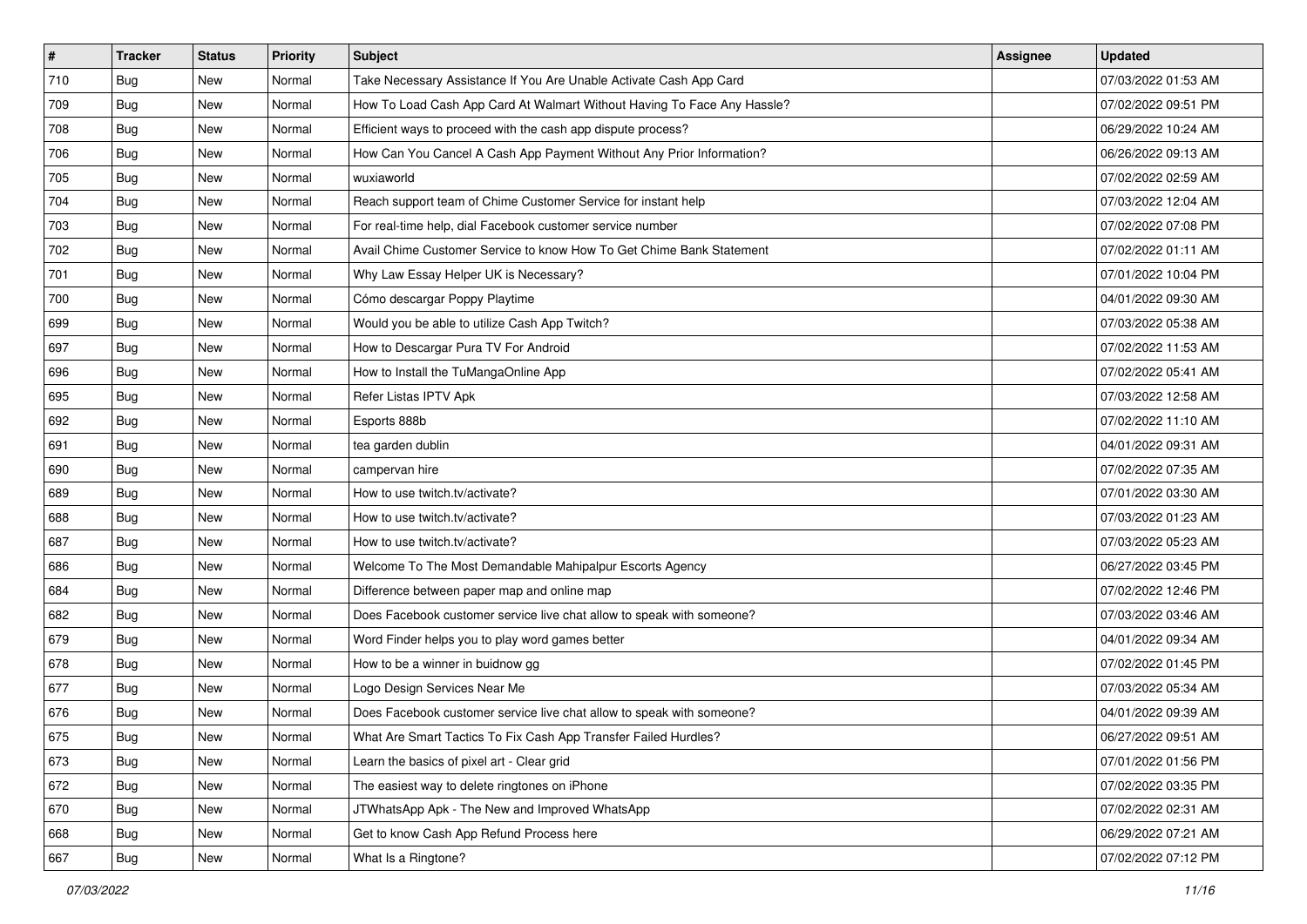| # | Tracker | Status | Priority | Subject | Assignee | Updated |
|---|---|---|---|---|---|---|
| 710 | Bug | New | Normal | Take Necessary Assistance If You Are Unable Activate Cash App Card | | 07/03/2022 01:53 AM |
| 709 | Bug | New | Normal | How To Load Cash App Card At Walmart Without Having To Face Any Hassle? | | 07/02/2022 09:51 PM |
| 708 | Bug | New | Normal | Efficient ways to proceed with the cash app dispute process? | | 06/29/2022 10:24 AM |
| 706 | Bug | New | Normal | How Can You Cancel A Cash App Payment Without Any Prior Information? | | 06/26/2022 09:13 AM |
| 705 | Bug | New | Normal | wuxiaworld | | 07/02/2022 02:59 AM |
| 704 | Bug | New | Normal | Reach support team of Chime Customer Service for instant help | | 07/03/2022 12:04 AM |
| 703 | Bug | New | Normal | For real-time help, dial Facebook customer service number | | 07/02/2022 07:08 PM |
| 702 | Bug | New | Normal | Avail Chime Customer Service to know How To Get Chime Bank Statement | | 07/02/2022 01:11 AM |
| 701 | Bug | New | Normal | Why Law Essay Helper UK is Necessary? | | 07/01/2022 10:04 PM |
| 700 | Bug | New | Normal | Cómo descargar Poppy Playtime | | 04/01/2022 09:30 AM |
| 699 | Bug | New | Normal | Would you be able to utilize Cash App Twitch? | | 07/03/2022 05:38 AM |
| 697 | Bug | New | Normal | How to Descargar Pura TV For Android | | 07/02/2022 11:53 AM |
| 696 | Bug | New | Normal | How to Install the TuMangaOnline App | | 07/02/2022 05:41 AM |
| 695 | Bug | New | Normal | Refer Listas IPTV Apk | | 07/03/2022 12:58 AM |
| 692 | Bug | New | Normal | Esports 888b | | 07/02/2022 11:10 AM |
| 691 | Bug | New | Normal | tea garden dublin | | 04/01/2022 09:31 AM |
| 690 | Bug | New | Normal | campervan hire | | 07/02/2022 07:35 AM |
| 689 | Bug | New | Normal | How to use twitch.tv/activate? | | 07/01/2022 03:30 AM |
| 688 | Bug | New | Normal | How to use twitch.tv/activate? | | 07/03/2022 01:23 AM |
| 687 | Bug | New | Normal | How to use twitch.tv/activate? | | 07/03/2022 05:23 AM |
| 686 | Bug | New | Normal | Welcome To The Most Demandable Mahipalpur Escorts Agency | | 06/27/2022 03:45 PM |
| 684 | Bug | New | Normal | Difference between paper map and online map | | 07/02/2022 12:46 PM |
| 682 | Bug | New | Normal | Does Facebook customer service live chat allow to speak with someone? | | 07/03/2022 03:46 AM |
| 679 | Bug | New | Normal | Word Finder helps you to play word games better | | 04/01/2022 09:34 AM |
| 678 | Bug | New | Normal | How to be a winner in buidnow gg | | 07/02/2022 01:45 PM |
| 677 | Bug | New | Normal | Logo Design Services Near Me | | 07/03/2022 05:34 AM |
| 676 | Bug | New | Normal | Does Facebook customer service live chat allow to speak with someone? | | 04/01/2022 09:39 AM |
| 675 | Bug | New | Normal | What Are Smart Tactics To Fix Cash App Transfer Failed Hurdles? | | 06/27/2022 09:51 AM |
| 673 | Bug | New | Normal | Learn the basics of pixel art - Clear grid | | 07/01/2022 01:56 PM |
| 672 | Bug | New | Normal | The easiest way to delete ringtones on iPhone | | 07/02/2022 03:35 PM |
| 670 | Bug | New | Normal | JTWhatsApp Apk - The New and Improved WhatsApp | | 07/02/2022 02:31 AM |
| 668 | Bug | New | Normal | Get to know Cash App Refund Process here | | 06/29/2022 07:21 AM |
| 667 | Bug | New | Normal | What Is a Ringtone? | | 07/02/2022 07:12 PM |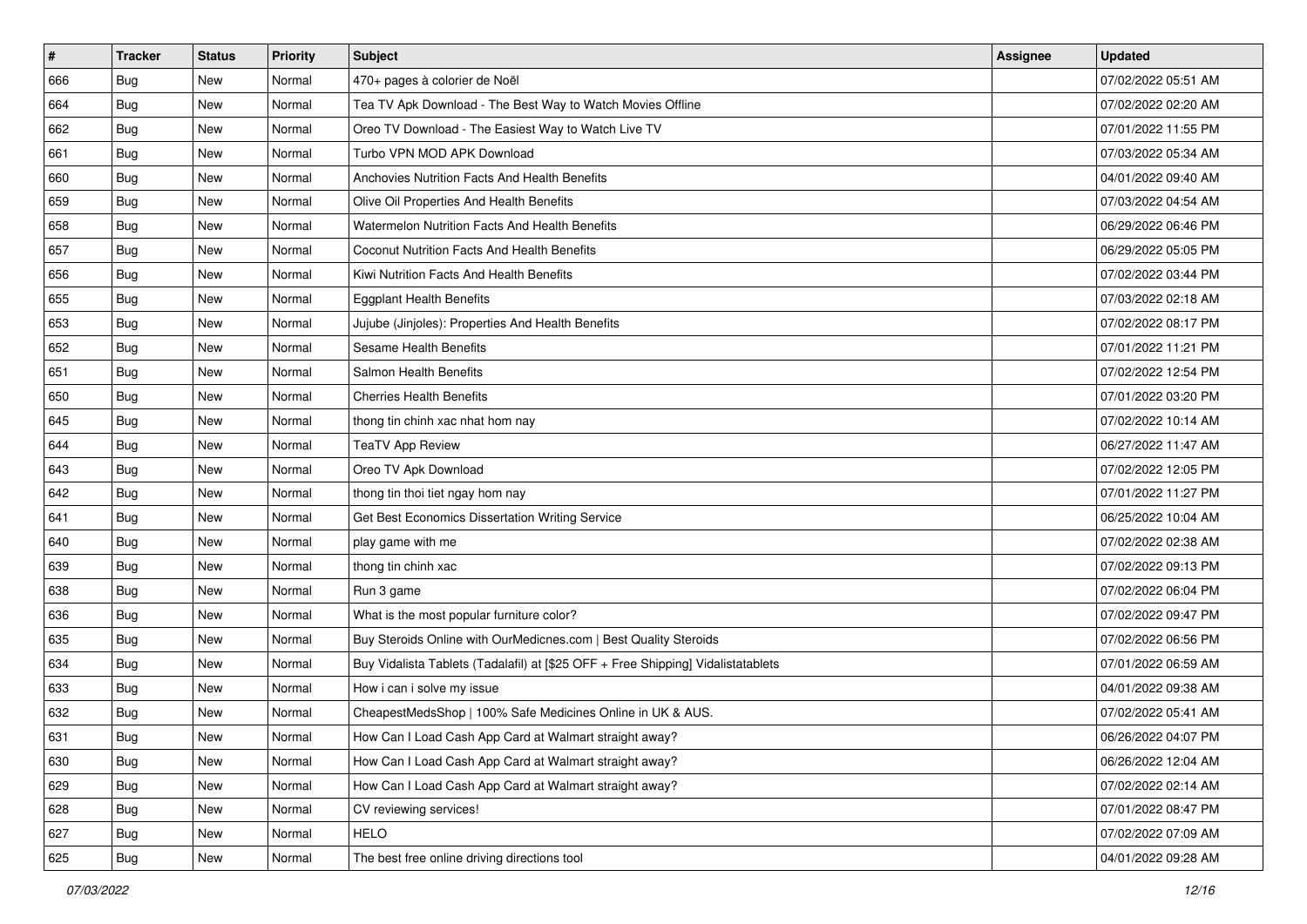| # | Tracker | Status | Priority | Subject | Assignee | Updated |
|---|---|---|---|---|---|---|
| 666 | Bug | New | Normal | 470+ pages à colorier de Noël | | 07/02/2022 05:51 AM |
| 664 | Bug | New | Normal | Tea TV Apk Download - The Best Way to Watch Movies Offline | | 07/02/2022 02:20 AM |
| 662 | Bug | New | Normal | Oreo TV Download - The Easiest Way to Watch Live TV | | 07/01/2022 11:55 PM |
| 661 | Bug | New | Normal | Turbo VPN MOD APK Download | | 07/03/2022 05:34 AM |
| 660 | Bug | New | Normal | Anchovies Nutrition Facts And Health Benefits | | 04/01/2022 09:40 AM |
| 659 | Bug | New | Normal | Olive Oil Properties And Health Benefits | | 07/03/2022 04:54 AM |
| 658 | Bug | New | Normal | Watermelon Nutrition Facts And Health Benefits | | 06/29/2022 06:46 PM |
| 657 | Bug | New | Normal | Coconut Nutrition Facts And Health Benefits | | 06/29/2022 05:05 PM |
| 656 | Bug | New | Normal | Kiwi Nutrition Facts And Health Benefits | | 07/02/2022 03:44 PM |
| 655 | Bug | New | Normal | Eggplant Health Benefits | | 07/03/2022 02:18 AM |
| 653 | Bug | New | Normal | Jujube (Jinjoles): Properties And Health Benefits | | 07/02/2022 08:17 PM |
| 652 | Bug | New | Normal | Sesame Health Benefits | | 07/01/2022 11:21 PM |
| 651 | Bug | New | Normal | Salmon Health Benefits | | 07/02/2022 12:54 PM |
| 650 | Bug | New | Normal | Cherries Health Benefits | | 07/01/2022 03:20 PM |
| 645 | Bug | New | Normal | thong tin chinh xac nhat hom nay | | 07/02/2022 10:14 AM |
| 644 | Bug | New | Normal | TeaTV App Review | | 06/27/2022 11:47 AM |
| 643 | Bug | New | Normal | Oreo TV Apk Download | | 07/02/2022 12:05 PM |
| 642 | Bug | New | Normal | thong tin thoi tiet ngay hom nay | | 07/01/2022 11:27 PM |
| 641 | Bug | New | Normal | Get Best Economics Dissertation Writing Service | | 06/25/2022 10:04 AM |
| 640 | Bug | New | Normal | play game with me | | 07/02/2022 02:38 AM |
| 639 | Bug | New | Normal | thong tin chinh xac | | 07/02/2022 09:13 PM |
| 638 | Bug | New | Normal | Run 3 game | | 07/02/2022 06:04 PM |
| 636 | Bug | New | Normal | What is the most popular furniture color? | | 07/02/2022 09:47 PM |
| 635 | Bug | New | Normal | Buy Steroids Online with OurMedicnes.com \| Best Quality Steroids | | 07/02/2022 06:56 PM |
| 634 | Bug | New | Normal | Buy Vidalista Tablets (Tadalafil) at [$25 OFF + Free Shipping] Vidalistatablets | | 07/01/2022 06:59 AM |
| 633 | Bug | New | Normal | How i can i solve my issue | | 04/01/2022 09:38 AM |
| 632 | Bug | New | Normal | CheapestMedsShop \| 100% Safe Medicines Online in UK & AUS. | | 07/02/2022 05:41 AM |
| 631 | Bug | New | Normal | How Can I Load Cash App Card at Walmart straight away? | | 06/26/2022 04:07 PM |
| 630 | Bug | New | Normal | How Can I Load Cash App Card at Walmart straight away? | | 06/26/2022 12:04 AM |
| 629 | Bug | New | Normal | How Can I Load Cash App Card at Walmart straight away? | | 07/02/2022 02:14 AM |
| 628 | Bug | New | Normal | CV reviewing services! | | 07/01/2022 08:47 PM |
| 627 | Bug | New | Normal | HELO | | 07/02/2022 07:09 AM |
| 625 | Bug | New | Normal | The best free online driving directions tool | | 04/01/2022 09:28 AM |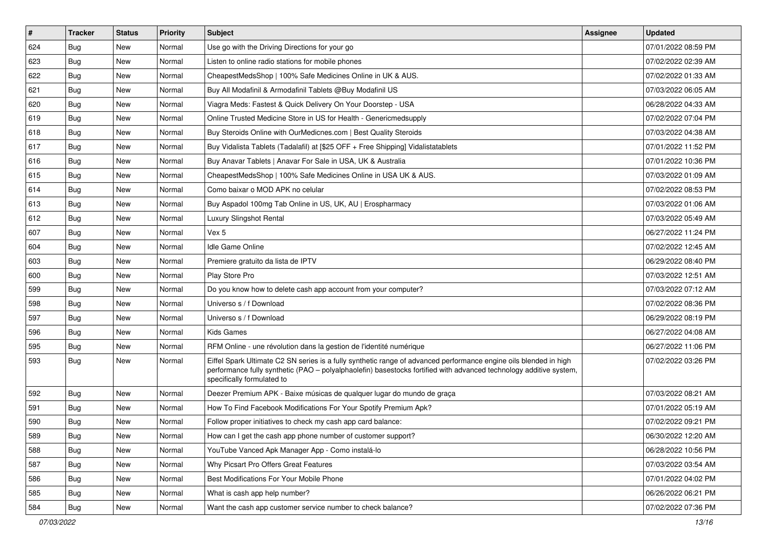| # | Tracker | Status | Priority | Subject | Assignee | Updated |
|---|---|---|---|---|---|---|
| 624 | Bug | New | Normal | Use go with the Driving Directions for your go | | 07/01/2022 08:59 PM |
| 623 | Bug | New | Normal | Listen to online radio stations for mobile phones | | 07/02/2022 02:39 AM |
| 622 | Bug | New | Normal | CheapestMedsShop \| 100% Safe Medicines Online in UK & AUS. | | 07/02/2022 01:33 AM |
| 621 | Bug | New | Normal | Buy All Modafinil & Armodafinil Tablets @Buy Modafinil US | | 07/03/2022 06:05 AM |
| 620 | Bug | New | Normal | Viagra Meds: Fastest & Quick Delivery On Your Doorstep - USA | | 06/28/2022 04:33 AM |
| 619 | Bug | New | Normal | Online Trusted Medicine Store in US for Health - Genericmedsupply | | 07/02/2022 07:04 PM |
| 618 | Bug | New | Normal | Buy Steroids Online with OurMedicnes.com \| Best Quality Steroids | | 07/03/2022 04:38 AM |
| 617 | Bug | New | Normal | Buy Vidalista Tablets (Tadalafil) at [$25 OFF + Free Shipping] Vidalistatablets | | 07/01/2022 11:52 PM |
| 616 | Bug | New | Normal | Buy Anavar Tablets \| Anavar For Sale in USA, UK & Australia | | 07/01/2022 10:36 PM |
| 615 | Bug | New | Normal | CheapestMedsShop \| 100% Safe Medicines Online in USA UK & AUS. | | 07/03/2022 01:09 AM |
| 614 | Bug | New | Normal | Como baixar o MOD APK no celular | | 07/02/2022 08:53 PM |
| 613 | Bug | New | Normal | Buy Aspadol 100mg Tab Online in US, UK, AU \| Erospharmacy | | 07/03/2022 01:06 AM |
| 612 | Bug | New | Normal | Luxury Slingshot Rental | | 07/03/2022 05:49 AM |
| 607 | Bug | New | Normal | Vex 5 | | 06/27/2022 11:24 PM |
| 604 | Bug | New | Normal | Idle Game Online | | 07/02/2022 12:45 AM |
| 603 | Bug | New | Normal | Premiere gratuito da lista de IPTV | | 06/29/2022 08:40 PM |
| 600 | Bug | New | Normal | Play Store Pro | | 07/03/2022 12:51 AM |
| 599 | Bug | New | Normal | Do you know how to delete cash app account from your computer? | | 07/03/2022 07:12 AM |
| 598 | Bug | New | Normal | Universo s / f Download | | 07/02/2022 08:36 PM |
| 597 | Bug | New | Normal | Universo s / f Download | | 06/29/2022 08:19 PM |
| 596 | Bug | New | Normal | Kids Games | | 06/27/2022 04:08 AM |
| 595 | Bug | New | Normal | RFM Online - une révolution dans la gestion de l'identité numérique | | 06/27/2022 11:06 PM |
| 593 | Bug | New | Normal | Eiffel Spark Ultimate C2 SN series is a fully synthetic range of advanced performance engine oils blended in high performance fully synthetic (PAO – polyalphaolefin) basestocks fortified with advanced technology additive system, specifically formulated to | | 07/02/2022 03:26 PM |
| 592 | Bug | New | Normal | Deezer Premium APK - Baixe músicas de qualquer lugar do mundo de graça | | 07/03/2022 08:21 AM |
| 591 | Bug | New | Normal | How To Find Facebook Modifications For Your Spotify Premium Apk? | | 07/01/2022 05:19 AM |
| 590 | Bug | New | Normal | Follow proper initiatives to check my cash app card balance: | | 07/02/2022 09:21 PM |
| 589 | Bug | New | Normal | How can I get the cash app phone number of customer support? | | 06/30/2022 12:20 AM |
| 588 | Bug | New | Normal | YouTube Vanced Apk Manager App - Como instalá-lo | | 06/28/2022 10:56 PM |
| 587 | Bug | New | Normal | Why Picsart Pro Offers Great Features | | 07/03/2022 03:54 AM |
| 586 | Bug | New | Normal | Best Modifications For Your Mobile Phone | | 07/01/2022 04:02 PM |
| 585 | Bug | New | Normal | What is cash app help number? | | 06/26/2022 06:21 PM |
| 584 | Bug | New | Normal | Want the cash app customer service number to check balance? | | 07/02/2022 07:36 PM |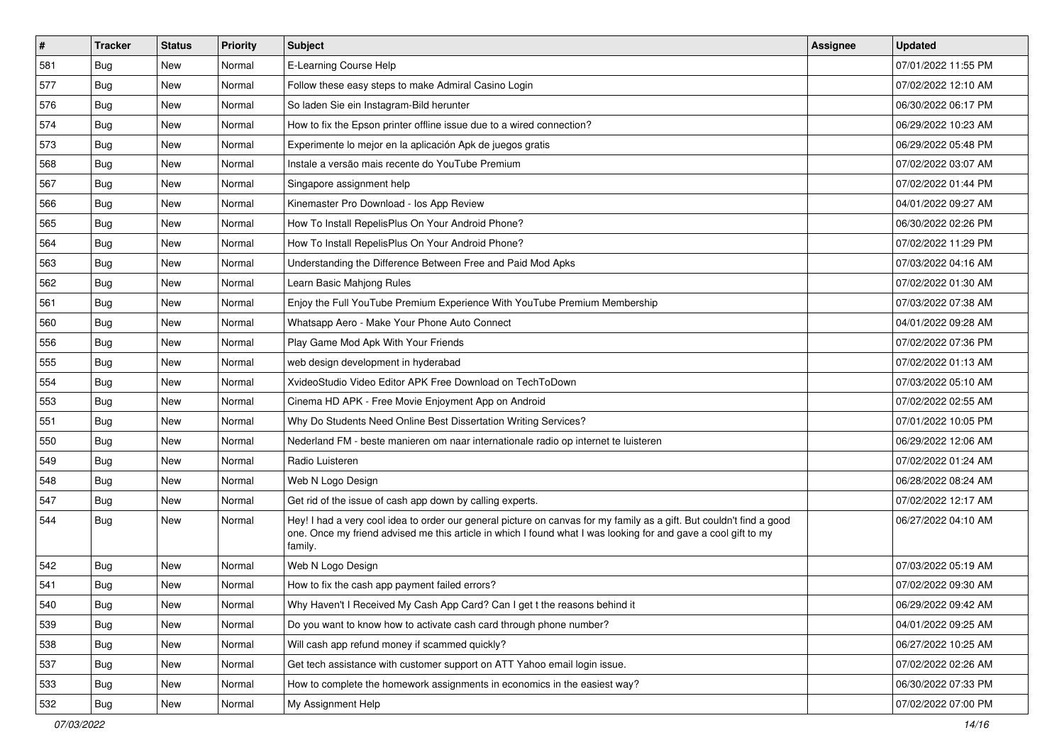| # | Tracker | Status | Priority | Subject | Assignee | Updated |
|---|---|---|---|---|---|---|
| 581 | Bug | New | Normal | E-Learning Course Help | | 07/01/2022 11:55 PM |
| 577 | Bug | New | Normal | Follow these easy steps to make Admiral Casino Login | | 07/02/2022 12:10 AM |
| 576 | Bug | New | Normal | So laden Sie ein Instagram-Bild herunter | | 06/30/2022 06:17 PM |
| 574 | Bug | New | Normal | How to fix the Epson printer offline issue due to a wired connection? | | 06/29/2022 10:23 AM |
| 573 | Bug | New | Normal | Experimente lo mejor en la aplicación Apk de juegos gratis | | 06/29/2022 05:48 PM |
| 568 | Bug | New | Normal | Instale a versão mais recente do YouTube Premium | | 07/02/2022 03:07 AM |
| 567 | Bug | New | Normal | Singapore assignment help | | 07/02/2022 01:44 PM |
| 566 | Bug | New | Normal | Kinemaster Pro Download - Ios App Review | | 04/01/2022 09:27 AM |
| 565 | Bug | New | Normal | How To Install RepelisPlus On Your Android Phone? | | 06/30/2022 02:26 PM |
| 564 | Bug | New | Normal | How To Install RepelisPlus On Your Android Phone? | | 07/02/2022 11:29 PM |
| 563 | Bug | New | Normal | Understanding the Difference Between Free and Paid Mod Apks | | 07/03/2022 04:16 AM |
| 562 | Bug | New | Normal | Learn Basic Mahjong Rules | | 07/02/2022 01:30 AM |
| 561 | Bug | New | Normal | Enjoy the Full YouTube Premium Experience With YouTube Premium Membership | | 07/03/2022 07:38 AM |
| 560 | Bug | New | Normal | Whatsapp Aero - Make Your Phone Auto Connect | | 04/01/2022 09:28 AM |
| 556 | Bug | New | Normal | Play Game Mod Apk With Your Friends | | 07/02/2022 07:36 PM |
| 555 | Bug | New | Normal | web design development in hyderabad | | 07/02/2022 01:13 AM |
| 554 | Bug | New | Normal | XvideoStudio Video Editor APK Free Download on TechToDown | | 07/03/2022 05:10 AM |
| 553 | Bug | New | Normal | Cinema HD APK - Free Movie Enjoyment App on Android | | 07/02/2022 02:55 AM |
| 551 | Bug | New | Normal | Why Do Students Need Online Best Dissertation Writing Services? | | 07/01/2022 10:05 PM |
| 550 | Bug | New | Normal | Nederland FM - beste manieren om naar internationale radio op internet te luisteren | | 06/29/2022 12:06 AM |
| 549 | Bug | New | Normal | Radio Luisteren | | 07/02/2022 01:24 AM |
| 548 | Bug | New | Normal | Web N Logo Design | | 06/28/2022 08:24 AM |
| 547 | Bug | New | Normal | Get rid of the issue of cash app down by calling experts. | | 07/02/2022 12:17 AM |
| 544 | Bug | New | Normal | Hey! I had a very cool idea to order our general picture on canvas for my family as a gift. But couldn't find a good one. Once my friend advised me this article in which I found what I was looking for and gave a cool gift to my family. | | 06/27/2022 04:10 AM |
| 542 | Bug | New | Normal | Web N Logo Design | | 07/03/2022 05:19 AM |
| 541 | Bug | New | Normal | How to fix the cash app payment failed errors? | | 07/02/2022 09:30 AM |
| 540 | Bug | New | Normal | Why Haven't I Received My Cash App Card? Can I get t the reasons behind it | | 06/29/2022 09:42 AM |
| 539 | Bug | New | Normal | Do you want to know how to activate cash card through phone number? | | 04/01/2022 09:25 AM |
| 538 | Bug | New | Normal | Will cash app refund money if scammed quickly? | | 06/27/2022 10:25 AM |
| 537 | Bug | New | Normal | Get tech assistance with customer support on ATT Yahoo email login issue. | | 07/02/2022 02:26 AM |
| 533 | Bug | New | Normal | How to complete the homework assignments in economics in the easiest way? | | 06/30/2022 07:33 PM |
| 532 | Bug | New | Normal | My Assignment Help | | 07/02/2022 07:00 PM |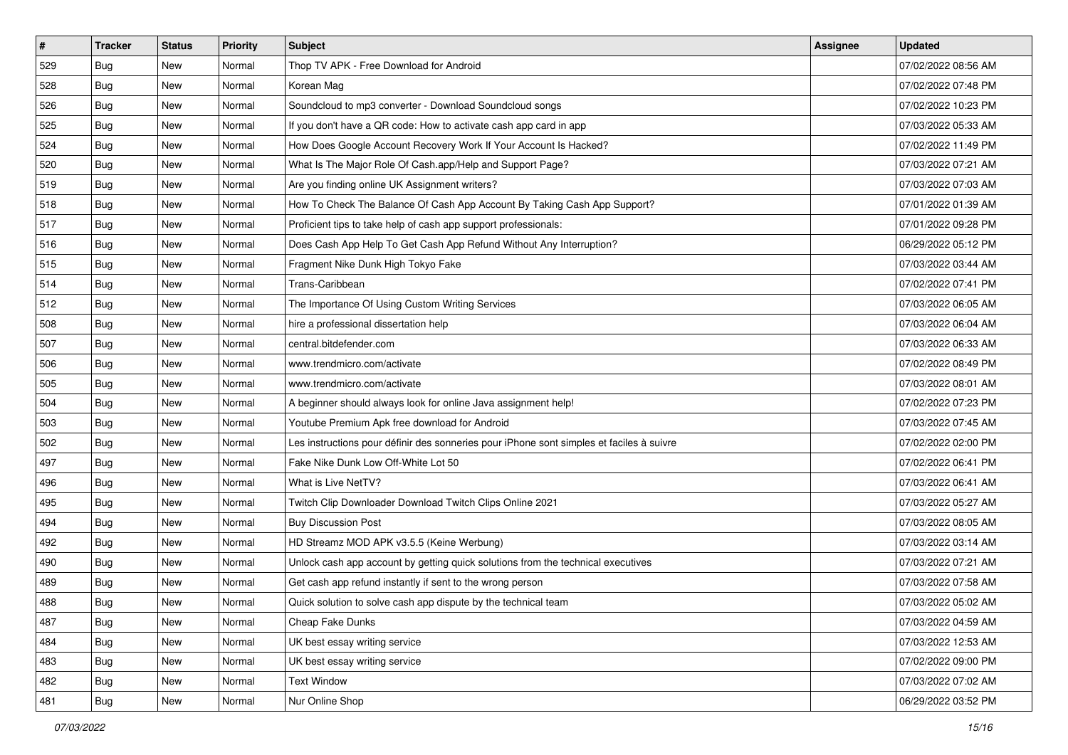| # | Tracker | Status | Priority | Subject | Assignee | Updated |
|---|---|---|---|---|---|---|
| 529 | Bug | New | Normal | Thop TV APK - Free Download for Android | | 07/02/2022 08:56 AM |
| 528 | Bug | New | Normal | Korean Mag | | 07/02/2022 07:48 PM |
| 526 | Bug | New | Normal | Soundcloud to mp3 converter - Download Soundcloud songs | | 07/02/2022 10:23 PM |
| 525 | Bug | New | Normal | If you don't have a QR code: How to activate cash app card in app | | 07/03/2022 05:33 AM |
| 524 | Bug | New | Normal | How Does Google Account Recovery Work If Your Account Is Hacked? | | 07/02/2022 11:49 PM |
| 520 | Bug | New | Normal | What Is The Major Role Of Cash.app/Help and Support Page? | | 07/03/2022 07:21 AM |
| 519 | Bug | New | Normal | Are you finding online UK Assignment writers? | | 07/03/2022 07:03 AM |
| 518 | Bug | New | Normal | How To Check The Balance Of Cash App Account By Taking Cash App Support? | | 07/01/2022 01:39 AM |
| 517 | Bug | New | Normal | Proficient tips to take help of cash app support professionals: | | 07/01/2022 09:28 PM |
| 516 | Bug | New | Normal | Does Cash App Help To Get Cash App Refund Without Any Interruption? | | 06/29/2022 05:12 PM |
| 515 | Bug | New | Normal | Fragment Nike Dunk High Tokyo Fake | | 07/03/2022 03:44 AM |
| 514 | Bug | New | Normal | Trans-Caribbean | | 07/02/2022 07:41 PM |
| 512 | Bug | New | Normal | The Importance Of Using Custom Writing Services | | 07/03/2022 06:05 AM |
| 508 | Bug | New | Normal | hire a professional dissertation help | | 07/03/2022 06:04 AM |
| 507 | Bug | New | Normal | central.bitdefender.com | | 07/03/2022 06:33 AM |
| 506 | Bug | New | Normal | www.trendmicro.com/activate | | 07/02/2022 08:49 PM |
| 505 | Bug | New | Normal | www.trendmicro.com/activate | | 07/03/2022 08:01 AM |
| 504 | Bug | New | Normal | A beginner should always look for online Java assignment help! | | 07/02/2022 07:23 PM |
| 503 | Bug | New | Normal | Youtube Premium Apk free download for Android | | 07/03/2022 07:45 AM |
| 502 | Bug | New | Normal | Les instructions pour définir des sonneries pour iPhone sont simples et faciles à suivre | | 07/02/2022 02:00 PM |
| 497 | Bug | New | Normal | Fake Nike Dunk Low Off-White Lot 50 | | 07/02/2022 06:41 PM |
| 496 | Bug | New | Normal | What is Live NetTV? | | 07/03/2022 06:41 AM |
| 495 | Bug | New | Normal | Twitch Clip Downloader Download Twitch Clips Online 2021 | | 07/03/2022 05:27 AM |
| 494 | Bug | New | Normal | Buy Discussion Post | | 07/03/2022 08:05 AM |
| 492 | Bug | New | Normal | HD Streamz MOD APK v3.5.5 (Keine Werbung) | | 07/03/2022 03:14 AM |
| 490 | Bug | New | Normal | Unlock cash app account by getting quick solutions from the technical executives | | 07/03/2022 07:21 AM |
| 489 | Bug | New | Normal | Get cash app refund instantly if sent to the wrong person | | 07/03/2022 07:58 AM |
| 488 | Bug | New | Normal | Quick solution to solve cash app dispute by the technical team | | 07/03/2022 05:02 AM |
| 487 | Bug | New | Normal | Cheap Fake Dunks | | 07/03/2022 04:59 AM |
| 484 | Bug | New | Normal | UK best essay writing service | | 07/03/2022 12:53 AM |
| 483 | Bug | New | Normal | UK best essay writing service | | 07/02/2022 09:00 PM |
| 482 | Bug | New | Normal | Text Window | | 07/03/2022 07:02 AM |
| 481 | Bug | New | Normal | Nur Online Shop | | 06/29/2022 03:52 PM |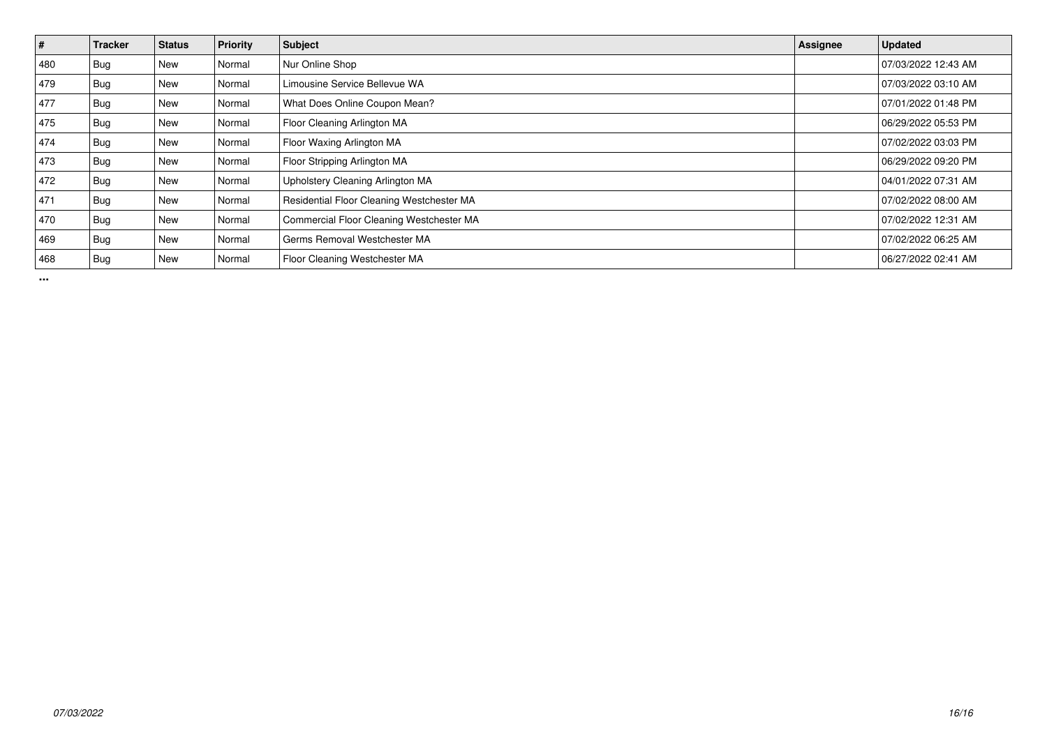| # | Tracker | Status | Priority | Subject | Assignee | Updated |
| --- | --- | --- | --- | --- | --- | --- |
| 480 | Bug | New | Normal | Nur Online Shop | | 07/03/2022 12:43 AM |
| 479 | Bug | New | Normal | Limousine Service Bellevue WA | | 07/03/2022 03:10 AM |
| 477 | Bug | New | Normal | What Does Online Coupon Mean? | | 07/01/2022 01:48 PM |
| 475 | Bug | New | Normal | Floor Cleaning Arlington MA | | 06/29/2022 05:53 PM |
| 474 | Bug | New | Normal | Floor Waxing Arlington MA | | 07/02/2022 03:03 PM |
| 473 | Bug | New | Normal | Floor Stripping Arlington MA | | 06/29/2022 09:20 PM |
| 472 | Bug | New | Normal | Upholstery Cleaning Arlington MA | | 04/01/2022 07:31 AM |
| 471 | Bug | New | Normal | Residential Floor Cleaning Westchester MA | | 07/02/2022 08:00 AM |
| 470 | Bug | New | Normal | Commercial Floor Cleaning Westchester MA | | 07/02/2022 12:31 AM |
| 469 | Bug | New | Normal | Germs Removal Westchester MA | | 07/02/2022 06:25 AM |
| 468 | Bug | New | Normal | Floor Cleaning Westchester MA | | 06/27/2022 02:41 AM |

...